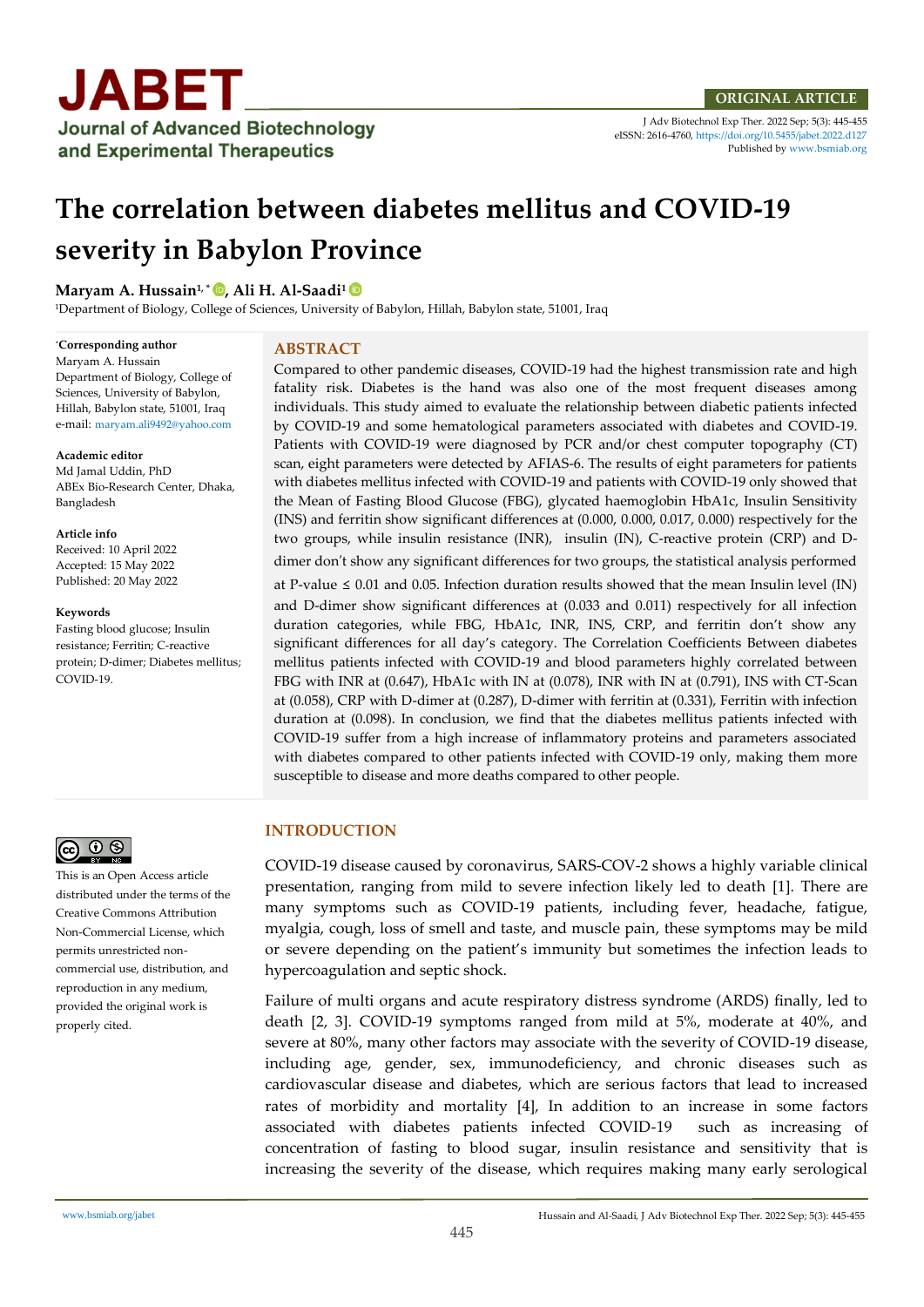ORIGINAL ARTICLE

eISSN: 2616-4760, https://doi.org/10.5455/jabet.2022.d127
Published by www.bsmiab.org

# The correlation between diabetes mellitus and COVID-19 severity in Babylon Province

**Maryam A. Hussain**[1,*], **Ali H. Al-Saadi**[1]

[1]Department of Biology, College of Sciences, University of Babylon, Hillah, Babylon state, 51001, Iraq

*Corresponding author
Maryam A. Hussain
Department of Biology, College of Sciences, University of Babylon, Hillah, Babylon state, 51001, Iraq
e-mail: maryam.ali9492@yahoo.com

**Academic editor**
Md Jamal Uddin, PhD
ABEx Bio-Research Center, Dhaka, Bangladesh

**Article info**
Received: 10 April 2022
Accepted: 15 May 2022
Published: 20 May 2022

**Keywords**
Fasting blood glucose; Insulin resistance; Ferritin; C-reactive protein; D-dimer; Diabetes mellitus; COVID-19.

This is an Open Access article distributed under the terms of the Creative Commons Attribution Non-Commercial License, which permits unrestricted non-commercial use, distribution, and reproduction in any medium, provided the original work is properly cited.

## ABSTRACT

Compared to other pandemic diseases, COVID-19 had the highest transmission rate and high fatality risk. Diabetes is the hand was also one of the most frequent diseases among individuals. This study aimed to evaluate the relationship between diabetic patients infected by COVID-19 and some hematological parameters associated with diabetes and COVID-19. Patients with COVID-19 were diagnosed by PCR and/or chest computer topography (CT) scan, eight parameters were detected by AFIAS-6. The results of eight parameters for patients with diabetes mellitus infected with COVID-19 and patients with COVID-19 only showed that the Mean of Fasting Blood Glucose (FBG), glycated haemoglobin HbA1c, Insulin Sensitivity (INS) and ferritin show significant differences at (0.000, 0.000, 0.017, 0.000) respectively for the two groups, while insulin resistance (INR), insulin (IN), C-reactive protein (CRP) and D-dimer don't show any significant differences for two groups, the statistical analysis performed at P-value ≤ 0.01 and 0.05. Infection duration results showed that the mean Insulin level (IN) and D-dimer show significant differences at (0.033 and 0.011) respectively for all infection duration categories, while FBG, HbA1c, INR, INS, CRP, and ferritin don't show any significant differences for all day's category. The Correlation Coefficients Between diabetes mellitus patients infected with COVID-19 and blood parameters highly correlated between FBG with INR at (0.647), HbA1c with IN at (0.078), INR with IN at (0.791), INS with CT-Scan at (0.058), CRP with D-dimer at (0.287), D-dimer with ferritin at (0.331), Ferritin with infection duration at (0.098). In conclusion, we find that the diabetes mellitus patients infected with COVID-19 suffer from a high increase of inflammatory proteins and parameters associated with diabetes compared to other patients infected with COVID-19 only, making them more susceptible to disease and more deaths compared to other people.

## INTRODUCTION

COVID-19 disease caused by coronavirus, SARS-COV-2 shows a highly variable clinical presentation, ranging from mild to severe infection likely led to death [1]. There are many symptoms such as COVID-19 patients, including fever, headache, fatigue, myalgia, cough, loss of smell and taste, and muscle pain, these symptoms may be mild or severe depending on the patient's immunity but sometimes the infection leads to hypercoagulation and septic shock.

Failure of multi organs and acute respiratory distress syndrome (ARDS) finally, led to death [2, 3]. COVID-19 symptoms ranged from mild at 5%, moderate at 40%, and severe at 80%, many other factors may associate with the severity of COVID-19 disease, including age, gender, sex, immunodeficiency, and chronic diseases such as cardiovascular disease and diabetes, which are serious factors that lead to increased rates of morbidity and mortality [4], In addition to an increase in some factors associated with diabetes patients infected COVID-19 such as increasing of concentration of fasting to blood sugar, insulin resistance and sensitivity that is increasing the severity of the disease, which requires making many early serological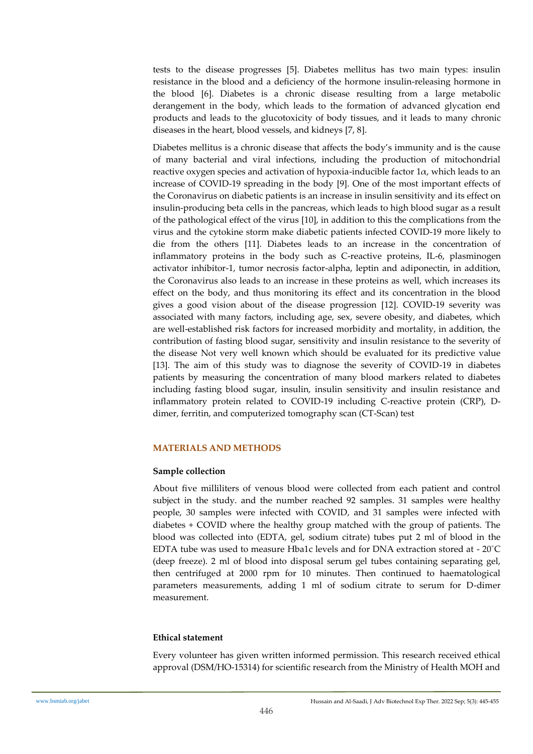tests to the disease progresses [5]. Diabetes mellitus has two main types: insulin resistance in the blood and a deficiency of the hormone insulin-releasing hormone in the blood [6]. Diabetes is a chronic disease resulting from a large metabolic derangement in the body, which leads to the formation of advanced glycation end products and leads to the glucotoxicity of body tissues, and it leads to many chronic diseases in the heart, blood vessels, and kidneys [7, 8].

Diabetes mellitus is a chronic disease that affects the body's immunity and is the cause of many bacterial and viral infections, including the production of mitochondrial reactive oxygen species and activation of hypoxia-inducible factor 1$\alpha$, which leads to an increase of COVID-19 spreading in the body [9]. One of the most important effects of the Coronavirus on diabetic patients is an increase in insulin sensitivity and its effect on insulin-producing beta cells in the pancreas, which leads to high blood sugar as a result of the pathological effect of the virus [10], in addition to this the complications from the virus and the cytokine storm make diabetic patients infected COVID-19 more likely to die from the others [11]. Diabetes leads to an increase in the concentration of inflammatory proteins in the body such as C-reactive proteins, IL-6, plasminogen activator inhibitor-1, tumor necrosis factor-alpha, leptin and adiponectin, in addition, the Coronavirus also leads to an increase in these proteins as well, which increases its effect on the body, and thus monitoring its effect and its concentration in the blood gives a good vision about of the disease progression [12]. COVID-19 severity was associated with many factors, including age, sex, severe obesity, and diabetes, which are well-established risk factors for increased morbidity and mortality, in addition, the contribution of fasting blood sugar, sensitivity and insulin resistance to the severity of the disease Not very well known which should be evaluated for its predictive value [13]. The aim of this study was to diagnose the severity of COVID-19 in diabetes patients by measuring the concentration of many blood markers related to diabetes including fasting blood sugar, insulin, insulin sensitivity and insulin resistance and inflammatory protein related to COVID-19 including C-reactive protein (CRP), D-dimer, ferritin, and computerized tomography scan (CT-Scan) test

## MATERIALS AND METHODS

### Sample collection

About five milliliters of venous blood were collected from each patient and control subject in the study. and the number reached 92 samples. 31 samples were healthy people, 30 samples were infected with COVID, and 31 samples were infected with diabetes + COVID where the healthy group matched with the group of patients. The blood was collected into (EDTA, gel, sodium citrate) tubes put 2 ml of blood in the EDTA tube was used to measure Hba1c levels and for DNA extraction stored at - 20°C (deep freeze). 2 ml of blood into disposal serum gel tubes containing separating gel, then centrifuged at 2000 rpm for 10 minutes. Then continued to haematological parameters measurements, adding 1 ml of sodium citrate to serum for D-dimer measurement.

### Ethical statement

Every volunteer has given written informed permission. This research received ethical approval (DSM/HO-15314) for scientific research from the Ministry of Health MOH and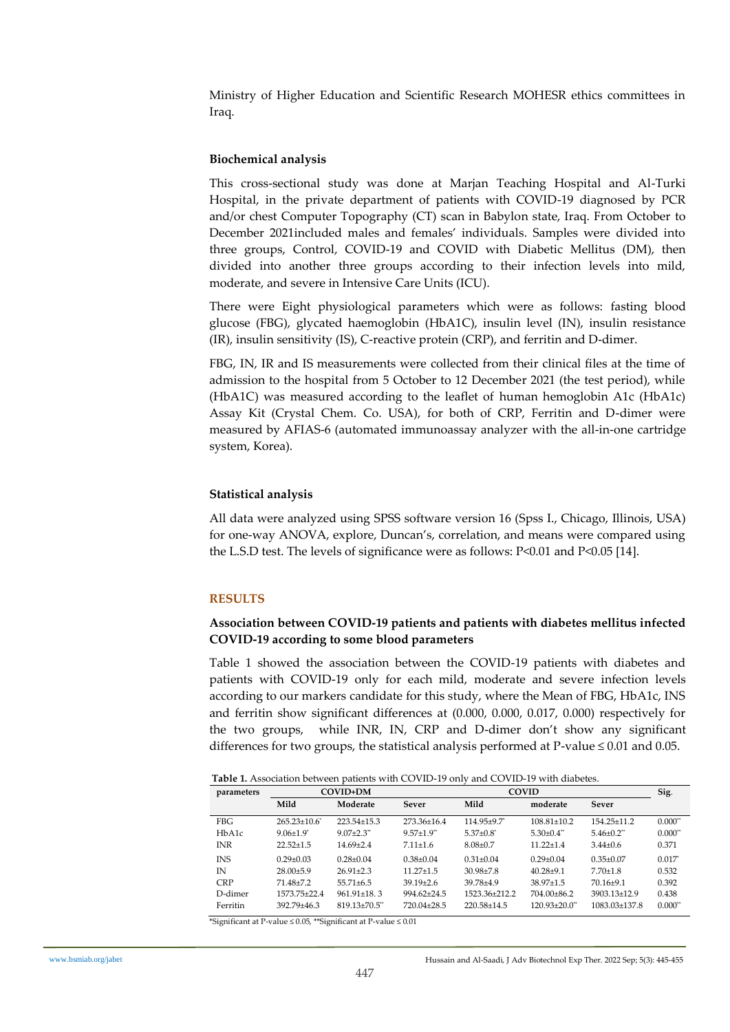Ministry of Higher Education and Scientific Research MOHESR ethics committees in Iraq.

### Biochemical analysis

This cross-sectional study was done at Marjan Teaching Hospital and Al-Turki Hospital, in the private department of patients with COVID-19 diagnosed by PCR and/or chest Computer Topography (CT) scan in Babylon state, Iraq. From October to December 2021included males and females' individuals. Samples were divided into three groups, Control, COVID-19 and COVID with Diabetic Mellitus (DM), then divided into another three groups according to their infection levels into mild, moderate, and severe in Intensive Care Units (ICU).

There were Eight physiological parameters which were as follows: fasting blood glucose (FBG), glycated haemoglobin (HbA1C), insulin level (IN), insulin resistance (IR), insulin sensitivity (IS), C-reactive protein (CRP), and ferritin and D-dimer.

FBG, IN, IR and IS measurements were collected from their clinical files at the time of admission to the hospital from 5 October to 12 December 2021 (the test period), while (HbA1C) was measured according to the leaflet of human hemoglobin A1c (HbA1c) Assay Kit (Crystal Chem. Co. USA), for both of CRP, Ferritin and D-dimer were measured by AFIAS-6 (automated immunoassay analyzer with the all-in-one cartridge system, Korea).

### Statistical analysis

All data were analyzed using SPSS software version 16 (Spss I., Chicago, Illinois, USA) for one-way ANOVA, explore, Duncan's, correlation, and means were compared using the L.S.D test. The levels of significance were as follows: P<0.01 and P<0.05 [14].

## RESULTS

### Association between COVID-19 patients and patients with diabetes mellitus infected COVID-19 according to some blood parameters

Table 1 showed the association between the COVID-19 patients with diabetes and patients with COVID-19 only for each mild, moderate and severe infection levels according to our markers candidate for this study, where the Mean of FBG, HbA1c, INS and ferritin show significant differences at (0.000, 0.000, 0.017, 0.000) respectively for the two groups, while INR, IN, CRP and D-dimer don't show any significant differences for two groups, the statistical analysis performed at P-value ≤ 0.01 and 0.05.

**Table 1.** Association between patients with COVID-19 only and COVID-19 with diabetes.

| parameters | COVID+DM | | | COVID | | | Sig. |
|---|---|---|---|---|---|---|---|
| | Mild | Moderate | Sever | Mild | moderate | Sever | |
| FBG | 265.23±10.6* | 223.54±15.3 | 273.36±16.4 | 114.95±9.7* | 108.81±10.2 | 154.25±11.2 | 0.000** |
| HbA1c | 9.06±1.9* | 9.07±2.3** | 9.57±1.9** | 5.37±0.8* | 5.30±0.4** | 5.46±0.2** | 0.000** |
| INR | 22.52±1.5 | 14.69±2.4 | 7.11±1.6 | 8.08±0.7 | 11.22±1.4 | 3.44±0.6 | 0.371 |
| INS | 0.29±0.03 | 0.28±0.04 | 0.38±0.04 | 0.31±0.04 | 0.29±0.04 | 0.35±0.07 | 0.017* |
| IN | 28.00±5.9 | 26.91±2.3 | 11.27±1.5 | 30.98±7.8 | 40.28±9.1 | 7.70±1.8 | 0.532 |
| CRP | 71.48±7.2 | 55.71±6.5 | 39.19±2.6 | 39.78±4.9 | 38.97±1.5 | 70.16±9.1 | 0.392 |
| D-dimer | 1573.75±22.4 | 961.91±18. 3 | 994.62±24.5 | 1523.36±212.2 | 704.00±86.2 | 3903.13±12.9 | 0.438 |
| Ferritin | 392.79±46.3 | 819.13±70.5** | 720.04±28.5 | 220.58±14.5 | 120.93±20.0** | 1083.03±137.8 | 0.000** |

*Significant at P-value ≤ 0.05, **Significant at P-value ≤ 0.01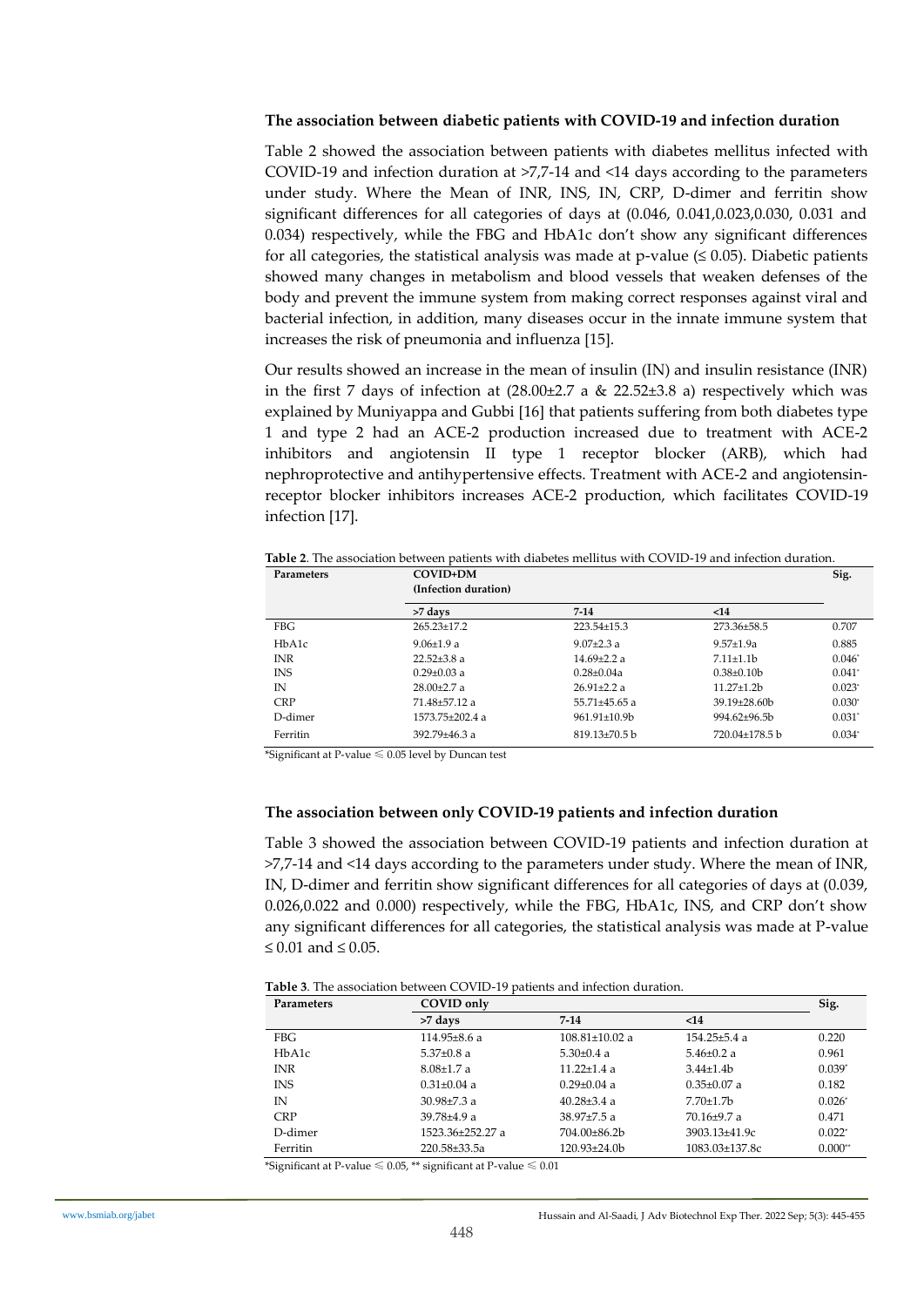### The association between diabetic patients with COVID-19 and infection duration

Table 2 showed the association between patients with diabetes mellitus infected with COVID-19 and infection duration at >7,7-14 and <14 days according to the parameters under study. Where the Mean of INR, INS, IN, CRP, D-dimer and ferritin show significant differences for all categories of days at (0.046, 0.041,0.023,0.030, 0.031 and 0.034) respectively, while the FBG and HbA1c don't show any significant differences for all categories, the statistical analysis was made at p-value (≤ 0.05). Diabetic patients showed many changes in metabolism and blood vessels that weaken defenses of the body and prevent the immune system from making correct responses against viral and bacterial infection, in addition, many diseases occur in the innate immune system that increases the risk of pneumonia and influenza [15].

Our results showed an increase in the mean of insulin (IN) and insulin resistance (INR) in the first 7 days of infection at (28.00±2.7 a & 22.52±3.8 a) respectively which was explained by Muniyappa and Gubbi [16] that patients suffering from both diabetes type 1 and type 2 had an ACE-2 production increased due to treatment with ACE-2 inhibitors and angiotensin II type 1 receptor blocker (ARB), which had nephroprotective and antihypertensive effects. Treatment with ACE-2 and angiotensin-receptor blocker inhibitors increases ACE-2 production, which facilitates COVID-19 infection [17].

**Table 2**. The association between patients with diabetes mellitus with COVID-19 and infection duration.

| Parameters | COVID+DM (Infection duration) | | | Sig. |
|---|---|---|---|---|
| | >7 days | 7-14 | <14 | |
| FBG | 265.23±17.2 | 223.54±15.3 | 273.36±58.5 | 0.707 |
| HbA1c | 9.06±1.9 a | 9.07±2.3 a | 9.57±1.9a | 0.885 |
| INR | 22.52±3.8 a | 14.69±2.2 a | 7.11±1.1b | 0.046* |
| INS | 0.29±0.03 a | 0.28±0.04a | 0.38±0.10b | 0.041* |
| IN | 28.00±2.7 a | 26.91±2.2 a | 11.27±1.2b | 0.023* |
| CRP | 71.48±57.12 a | 55.71±45.65 a | 39.19±28.60b | 0.030* |
| D-dimer | 1573.75±202.4 a | 961.91±10.9b | 994.62±96.5b | 0.031* |
| Ferritin | 392.79±46.3 a | 819.13±70.5 b | 720.04±178.5 b | 0.034* |

*Significant at P-value ≤ 0.05 level by Duncan test

### The association between only COVID-19 patients and infection duration

Table 3 showed the association between COVID-19 patients and infection duration at >7,7-14 and <14 days according to the parameters under study. Where the mean of INR, IN, D-dimer and ferritin show significant differences for all categories of days at (0.039, 0.026,0.022 and 0.000) respectively, while the FBG, HbA1c, INS, and CRP don't show any significant differences for all categories, the statistical analysis was made at P-value ≤ 0.01 and ≤ 0.05.

**Table 3**. The association between COVID-19 patients and infection duration.

| Parameters | COVID only | | | Sig. |
|---|---|---|---|---|
| | >7 days | 7-14 | <14 | |
| FBG | 114.95±8.6 a | 108.81±10.02 a | 154.25±5.4 a | 0.220 |
| HbA1c | 5.37±0.8 a | 5.30±0.4 a | 5.46±0.2 a | 0.961 |
| INR | 8.08±1.7 a | 11.22±1.4 a | 3.44±1.4b | 0.039* |
| INS | 0.31±0.04 a | 0.29±0.04 a | 0.35±0.07 a | 0.182 |
| IN | 30.98±7.3 a | 40.28±3.4 a | 7.70±1.7b | 0.026* |
| CRP | 39.78±4.9 a | 38.97±7.5 a | 70.16±9.7 a | 0.471 |
| D-dimer | 1523.36±252.27 a | 704.00±86.2b | 3903.13±41.9c | 0.022* |
| Ferritin | 220.58±33.5a | 120.93±24.0b | 1083.03±137.8c | 0.000** |

*Significant at P-value ≤ 0.05, ** significant at P-value ≤ 0.01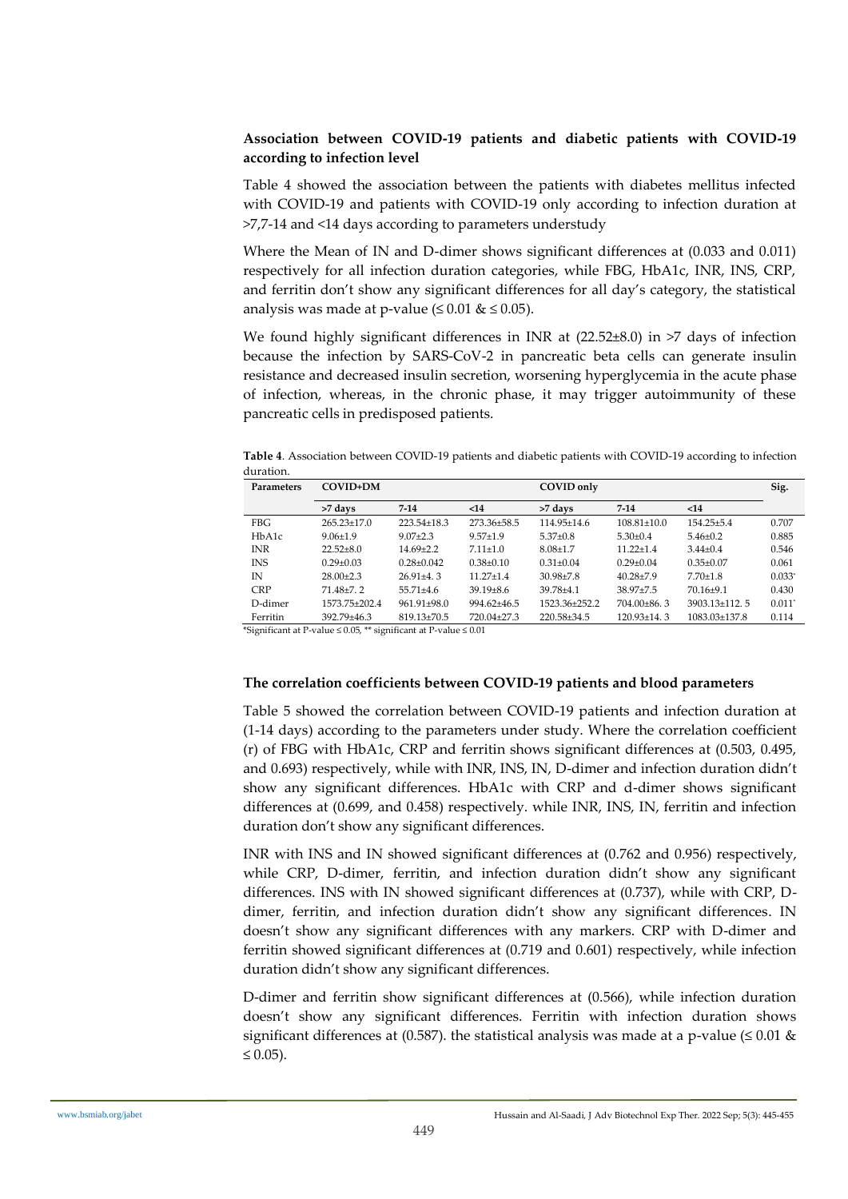**Association between COVID-19 patients and diabetic patients with COVID-19 according to infection level**

Table 4 showed the association between the patients with diabetes mellitus infected with COVID-19 and patients with COVID-19 only according to infection duration at >7,7-14 and <14 days according to parameters understudy

Where the Mean of IN and D-dimer shows significant differences at (0.033 and 0.011) respectively for all infection duration categories, while FBG, HbA1c, INR, INS, CRP, and ferritin don't show any significant differences for all day's category, the statistical analysis was made at p-value (≤ 0.01 & ≤ 0.05).

We found highly significant differences in INR at (22.52±8.0) in >7 days of infection because the infection by SARS-CoV-2 in pancreatic beta cells can generate insulin resistance and decreased insulin secretion, worsening hyperglycemia in the acute phase of infection, whereas, in the chronic phase, it may trigger autoimmunity of these pancreatic cells in predisposed patients.

**Table 4**. Association between COVID-19 patients and diabetic patients with COVID-19 according to infection duration.

| Parameters | COVID+DM | | | COVID only | | | Sig. |
|---|---|---|---|---|---|---|---|
| | >7 days | 7-14 | <14 | >7 days | 7-14 | <14 | |
| FBG | 265.23±17.0 | 223.54±18.3 | 273.36±58.5 | 114.95±14.6 | 108.81±10.0 | 154.25±5.4 | 0.707 |
| HbA1c | 9.06±1.9 | 9.07±2.3 | 9.57±1.9 | 5.37±0.8 | 5.30±0.4 | 5.46±0.2 | 0.885 |
| INR | 22.52±8.0 | 14.69±2.2 | 7.11±1.0 | 8.08±1.7 | 11.22±1.4 | 3.44±0.4 | 0.546 |
| INS | 0.29±0.03 | 0.28±0.042 | 0.38±0.10 | 0.31±0.04 | 0.29±0.04 | 0.35±0.07 | 0.061 |
| IN | 28.00±2.3 | 26.91±4. 3 | 11.27±1.4 | 30.98±7.8 | 40.28±7.9 | 7.70±1.8 | 0.033* |
| CRP | 71.48±7. 2 | 55.71±4.6 | 39.19±8.6 | 39.78±4.1 | 38.97±7.5 | 70.16±9.1 | 0.430 |
| D-dimer | 1573.75±202.4 | 961.91±98.0 | 994.62±46.5 | 1523.36±252.2 | 704.00±86. 3 | 3903.13±112. 5 | 0.011* |
| Ferritin | 392.79±46.3 | 819.13±70.5 | 720.04±27.3 | 220.58±34.5 | 120.93±14. 3 | 1083.03±137.8 | 0.114 |

*Significant at P-value ≤ 0.05, ** significant at P-value ≤ 0.01

**The correlation coefficients between COVID-19 patients and blood parameters**

Table 5 showed the correlation between COVID-19 patients and infection duration at (1-14 days) according to the parameters under study. Where the correlation coefficient (r) of FBG with HbA1c, CRP and ferritin shows significant differences at (0.503, 0.495, and 0.693) respectively, while with INR, INS, IN, D-dimer and infection duration didn't show any significant differences. HbA1c with CRP and d-dimer shows significant differences at (0.699, and 0.458) respectively. while INR, INS, IN, ferritin and infection duration don't show any significant differences.

INR with INS and IN showed significant differences at (0.762 and 0.956) respectively, while CRP, D-dimer, ferritin, and infection duration didn't show any significant differences. INS with IN showed significant differences at (0.737), while with CRP, D-dimer, ferritin, and infection duration didn't show any significant differences. IN doesn't show any significant differences with any markers. CRP with D-dimer and ferritin showed significant differences at (0.719 and 0.601) respectively, while infection duration didn't show any significant differences.

D-dimer and ferritin show significant differences at (0.566), while infection duration doesn't show any significant differences. Ferritin with infection duration shows significant differences at (0.587). the statistical analysis was made at a p-value (≤ 0.01 & ≤ 0.05).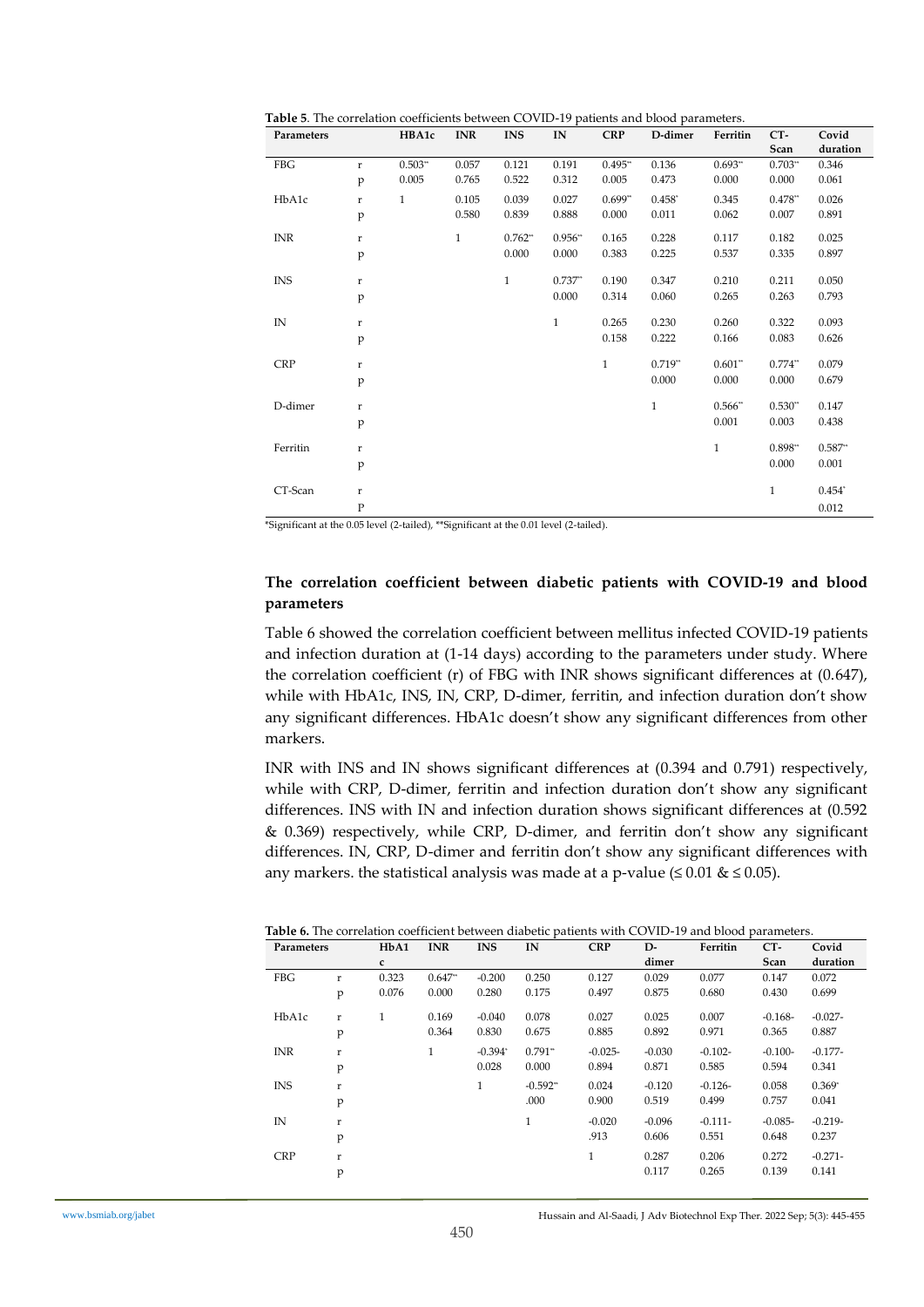**Table 5**. The correlation coefficients between COVID-19 patients and blood parameters.

| Parameters | | HBA1c | INR | INS | IN | CRP | D-dimer | Ferritin | CT-Scan | Covid duration |
|---|---|---|---|---|---|---|---|---|---|---|
| FBG | r | 0.503** | 0.057 | 0.121 | 0.191 | 0.495** | 0.136 | 0.693** | 0.703** | 0.346 |
| | p | 0.005 | 0.765 | 0.522 | 0.312 | 0.005 | 0.473 | 0.000 | 0.000 | 0.061 |
| HbA1c | r | 1 | 0.105 | 0.039 | 0.027 | 0.699** | 0.458* | 0.345 | 0.478** | 0.026 |
| | p | | 0.580 | 0.839 | 0.888 | 0.000 | 0.011 | 0.062 | 0.007 | 0.891 |
| INR | r | | 1 | 0.762** | 0.956** | 0.165 | 0.228 | 0.117 | 0.182 | 0.025 |
| | p | | | 0.000 | 0.000 | 0.383 | 0.225 | 0.537 | 0.335 | 0.897 |
| INS | r | | | 1 | 0.737** | 0.190 | 0.347 | 0.210 | 0.211 | 0.050 |
| | p | | | | 0.000 | 0.314 | 0.060 | 0.265 | 0.263 | 0.793 |
| IN | r | | | | 1 | 0.265 | 0.230 | 0.260 | 0.322 | 0.093 |
| | p | | | | | 0.158 | 0.222 | 0.166 | 0.083 | 0.626 |
| CRP | r | | | | | 1 | 0.719** | 0.601** | 0.774** | 0.079 |
| | p | | | | | | 0.000 | 0.000 | 0.000 | 0.679 |
| D-dimer | r | | | | | | 1 | 0.566** | 0.530** | 0.147 |
| | p | | | | | | | 0.001 | 0.003 | 0.438 |
| Ferritin | r | | | | | | | 1 | 0.898** | 0.587** |
| | p | | | | | | | | 0.000 | 0.001 |
| CT-Scan | r | | | | | | | | 1 | 0.454* |
| | P | | | | | | | | | 0.012 |

*Significant at the 0.05 level (2-tailed), **Significant at the 0.01 level (2-tailed).

### The correlation coefficient between diabetic patients with COVID-19 and blood parameters

Table 6 showed the correlation coefficient between mellitus infected COVID-19 patients and infection duration at (1-14 days) according to the parameters under study. Where the correlation coefficient (r) of FBG with INR shows significant differences at (0.647), while with HbA1c, INS, IN, CRP, D-dimer, ferritin, and infection duration don't show any significant differences. HbA1c doesn't show any significant differences from other markers.

INR with INS and IN shows significant differences at (0.394 and 0.791) respectively, while with CRP, D-dimer, ferritin and infection duration don't show any significant differences. INS with IN and infection duration shows significant differences at (0.592 & 0.369) respectively, while CRP, D-dimer, and ferritin don't show any significant differences. IN, CRP, D-dimer and ferritin don't show any significant differences with any markers. the statistical analysis was made at a p-value (≤ 0.01 & ≤ 0.05).

**Table 6.** The correlation coefficient between diabetic patients with COVID-19 and blood parameters.

| Parameters | | HbA1c | INR | INS | IN | CRP | D-dimer | Ferritin | CT-Scan | Covid duration |
|---|---|---|---|---|---|---|---|---|---|---|
| FBG | r | 0.323 | 0.647** | -0.200 | 0.250 | 0.127 | 0.029 | 0.077 | 0.147 | 0.072 |
| | p | 0.076 | 0.000 | 0.280 | 0.175 | 0.497 | 0.875 | 0.680 | 0.430 | 0.699 |
| HbA1c | r | 1 | 0.169 | -0.040 | 0.078 | 0.027 | 0.025 | 0.007 | -0.168- | -0.027- |
| | p | | 0.364 | 0.830 | 0.675 | 0.885 | 0.892 | 0.971 | 0.365 | 0.887 |
| INR | r | | 1 | -0.394* | 0.791** | -0.025- | -0.030 | -0.102- | -0.100- | -0.177- |
| | p | | | 0.028 | 0.000 | 0.894 | 0.871 | 0.585 | 0.594 | 0.341 |
| INS | r | | | 1 | -0.592** | 0.024 | -0.120 | -0.126- | 0.058 | 0.369* |
| | p | | | | .000 | 0.900 | 0.519 | 0.499 | 0.757 | 0.041 |
| IN | r | | | | 1 | -0.020 | -0.096 | -0.111- | -0.085- | -0.219- |
| | p | | | | | .913 | 0.606 | 0.551 | 0.648 | 0.237 |
| CRP | r | | | | | 1 | 0.287 | 0.206 | 0.272 | -0.271- |
| | p | | | | | | 0.117 | 0.265 | 0.139 | 0.141 |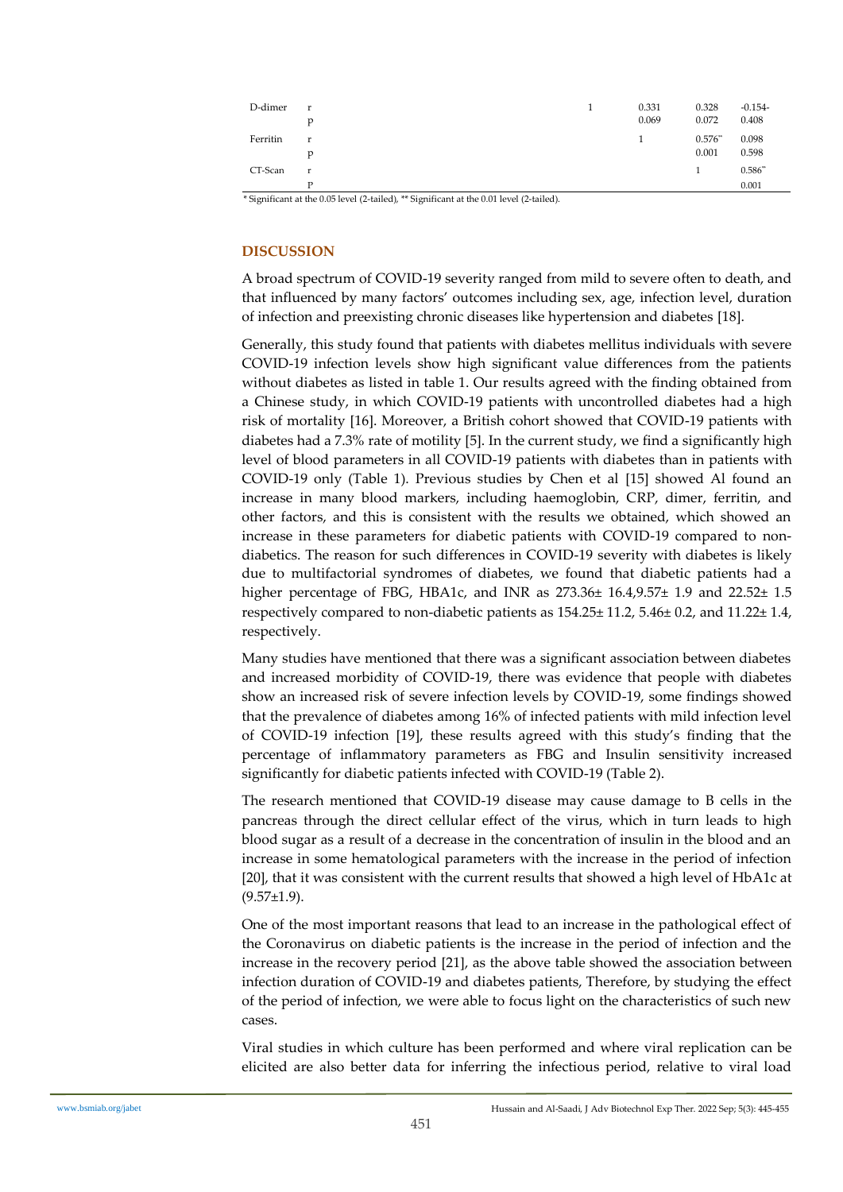| | | | | | |
|---|---|---|---|---|---|
| D-dimer | r | 1 | 0.331 | 0.328 | -0.154- |
| | p | | 0.069 | 0.072 | 0.408 |
| Ferritin | r | | 1 | 0.576** | 0.098 |
| | p | | | 0.001 | 0.598 |
| CT-Scan | r | | | 1 | 0.586** |
| | P | | | | 0.001 |

* Significant at the 0.05 level (2-tailed), ** Significant at the 0.01 level (2-tailed).

## DISCUSSION

A broad spectrum of COVID-19 severity ranged from mild to severe often to death, and that influenced by many factors' outcomes including sex, age, infection level, duration of infection and preexisting chronic diseases like hypertension and diabetes [18].

Generally, this study found that patients with diabetes mellitus individuals with severe COVID-19 infection levels show high significant value differences from the patients without diabetes as listed in table 1. Our results agreed with the finding obtained from a Chinese study, in which COVID-19 patients with uncontrolled diabetes had a high risk of mortality [16]. Moreover, a British cohort showed that COVID-19 patients with diabetes had a 7.3% rate of motility [5]. In the current study, we find a significantly high level of blood parameters in all COVID-19 patients with diabetes than in patients with COVID-19 only (Table 1). Previous studies by Chen et al [15] showed Al found an increase in many blood markers, including haemoglobin, CRP, dimer, ferritin, and other factors, and this is consistent with the results we obtained, which showed an increase in these parameters for diabetic patients with COVID-19 compared to non-diabetics. The reason for such differences in COVID-19 severity with diabetes is likely due to multifactorial syndromes of diabetes, we found that diabetic patients had a higher percentage of FBG, HBA1c, and INR as 273.36± 16.4,9.57± 1.9 and 22.52± 1.5 respectively compared to non-diabetic patients as 154.25± 11.2, 5.46± 0.2, and 11.22± 1.4, respectively.

Many studies have mentioned that there was a significant association between diabetes and increased morbidity of COVID-19, there was evidence that people with diabetes show an increased risk of severe infection levels by COVID-19, some findings showed that the prevalence of diabetes among 16% of infected patients with mild infection level of COVID-19 infection [19], these results agreed with this study's finding that the percentage of inflammatory parameters as FBG and Insulin sensitivity increased significantly for diabetic patients infected with COVID-19 (Table 2).

The research mentioned that COVID-19 disease may cause damage to B cells in the pancreas through the direct cellular effect of the virus, which in turn leads to high blood sugar as a result of a decrease in the concentration of insulin in the blood and an increase in some hematological parameters with the increase in the period of infection [20], that it was consistent with the current results that showed a high level of HbA1c at (9.57±1.9).

One of the most important reasons that lead to an increase in the pathological effect of the Coronavirus on diabetic patients is the increase in the period of infection and the increase in the recovery period [21], as the above table showed the association between infection duration of COVID-19 and diabetes patients, Therefore, by studying the effect of the period of infection, we were able to focus light on the characteristics of such new cases.

Viral studies in which culture has been performed and where viral replication can be elicited are also better data for inferring the infectious period, relative to viral load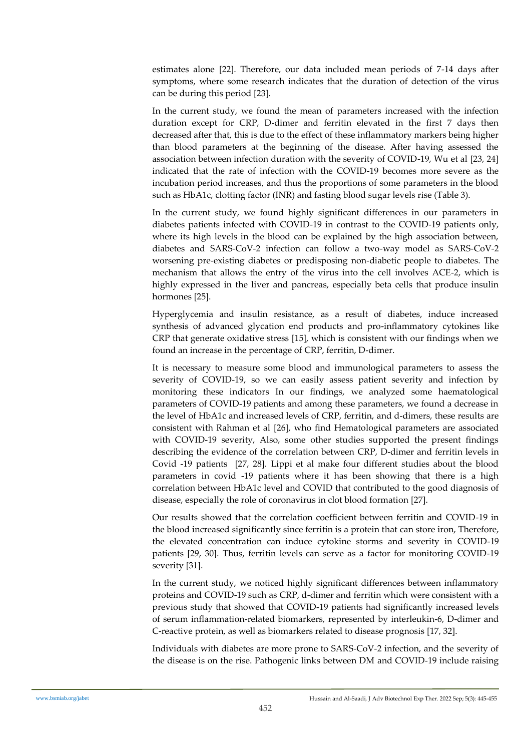estimates alone [22]. Therefore, our data included mean periods of 7-14 days after symptoms, where some research indicates that the duration of detection of the virus can be during this period [23].

In the current study, we found the mean of parameters increased with the infection duration except for CRP, D-dimer and ferritin elevated in the first 7 days then decreased after that, this is due to the effect of these inflammatory markers being higher than blood parameters at the beginning of the disease. After having assessed the association between infection duration with the severity of COVID-19, Wu et al [23, 24] indicated that the rate of infection with the COVID-19 becomes more severe as the incubation period increases, and thus the proportions of some parameters in the blood such as HbA1c, clotting factor (INR) and fasting blood sugar levels rise (Table 3).

In the current study, we found highly significant differences in our parameters in diabetes patients infected with COVID-19 in contrast to the COVID-19 patients only, where its high levels in the blood can be explained by the high association between, diabetes and SARS-CoV-2 infection can follow a two-way model as SARS-CoV-2 worsening pre-existing diabetes or predisposing non-diabetic people to diabetes. The mechanism that allows the entry of the virus into the cell involves ACE-2, which is highly expressed in the liver and pancreas, especially beta cells that produce insulin hormones [25].

Hyperglycemia and insulin resistance, as a result of diabetes, induce increased synthesis of advanced glycation end products and pro-inflammatory cytokines like CRP that generate oxidative stress [15], which is consistent with our findings when we found an increase in the percentage of CRP, ferritin, D-dimer.

It is necessary to measure some blood and immunological parameters to assess the severity of COVID-19, so we can easily assess patient severity and infection by monitoring these indicators In our findings, we analyzed some haematological parameters of COVID-19 patients and among these parameters, we found a decrease in the level of HbA1c and increased levels of CRP, ferritin, and d-dimers, these results are consistent with Rahman et al [26], who find Hematological parameters are associated with COVID-19 severity, Also, some other studies supported the present findings describing the evidence of the correlation between CRP, D-dimer and ferritin levels in Covid -19 patients [27, 28]. Lippi et al make four different studies about the blood parameters in covid -19 patients where it has been showing that there is a high correlation between HbA1c level and COVID that contributed to the good diagnosis of disease, especially the role of coronavirus in clot blood formation [27].

Our results showed that the correlation coefficient between ferritin and COVID-19 in the blood increased significantly since ferritin is a protein that can store iron, Therefore, the elevated concentration can induce cytokine storms and severity in COVID-19 patients [29, 30]. Thus, ferritin levels can serve as a factor for monitoring COVID-19 severity [31].

In the current study, we noticed highly significant differences between inflammatory proteins and COVID-19 such as CRP, d-dimer and ferritin which were consistent with a previous study that showed that COVID-19 patients had significantly increased levels of serum inflammation-related biomarkers, represented by interleukin-6, D-dimer and C-reactive protein, as well as biomarkers related to disease prognosis [17, 32].

Individuals with diabetes are more prone to SARS-CoV-2 infection, and the severity of the disease is on the rise. Pathogenic links between DM and COVID-19 include raising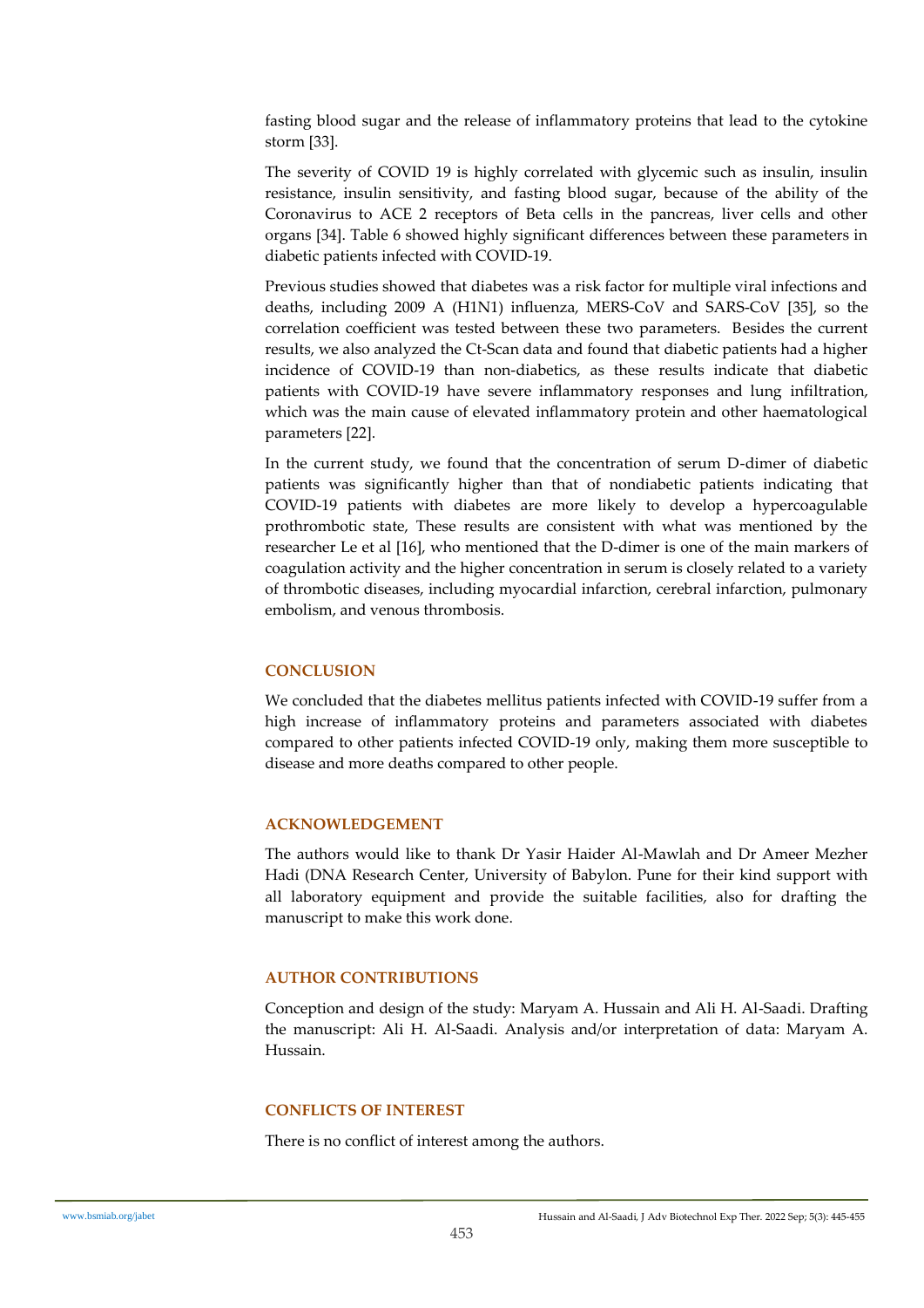fasting blood sugar and the release of inflammatory proteins that lead to the cytokine storm [33].

The severity of COVID 19 is highly correlated with glycemic such as insulin, insulin resistance, insulin sensitivity, and fasting blood sugar, because of the ability of the Coronavirus to ACE 2 receptors of Beta cells in the pancreas, liver cells and other organs [34]. Table 6 showed highly significant differences between these parameters in diabetic patients infected with COVID-19.

Previous studies showed that diabetes was a risk factor for multiple viral infections and deaths, including 2009 A (H1N1) influenza, MERS-CoV and SARS-CoV [35], so the correlation coefficient was tested between these two parameters. Besides the current results, we also analyzed the Ct-Scan data and found that diabetic patients had a higher incidence of COVID-19 than non-diabetics, as these results indicate that diabetic patients with COVID-19 have severe inflammatory responses and lung infiltration, which was the main cause of elevated inflammatory protein and other haematological parameters [22].

In the current study, we found that the concentration of serum D-dimer of diabetic patients was significantly higher than that of nondiabetic patients indicating that COVID-19 patients with diabetes are more likely to develop a hypercoagulable prothrombotic state, These results are consistent with what was mentioned by the researcher Le et al [16], who mentioned that the D-dimer is one of the main markers of coagulation activity and the higher concentration in serum is closely related to a variety of thrombotic diseases, including myocardial infarction, cerebral infarction, pulmonary embolism, and venous thrombosis.

## CONCLUSION

We concluded that the diabetes mellitus patients infected with COVID-19 suffer from a high increase of inflammatory proteins and parameters associated with diabetes compared to other patients infected COVID-19 only, making them more susceptible to disease and more deaths compared to other people.

## ACKNOWLEDGEMENT

The authors would like to thank Dr Yasir Haider Al-Mawlah and Dr Ameer Mezher Hadi (DNA Research Center, University of Babylon. Pune for their kind support with all laboratory equipment and provide the suitable facilities, also for drafting the manuscript to make this work done.

## AUTHOR CONTRIBUTIONS

Conception and design of the study: Maryam A. Hussain and Ali H. Al-Saadi. Drafting the manuscript: Ali H. Al-Saadi. Analysis and/or interpretation of data: Maryam A. Hussain.

## CONFLICTS OF INTEREST

There is no conflict of interest among the authors.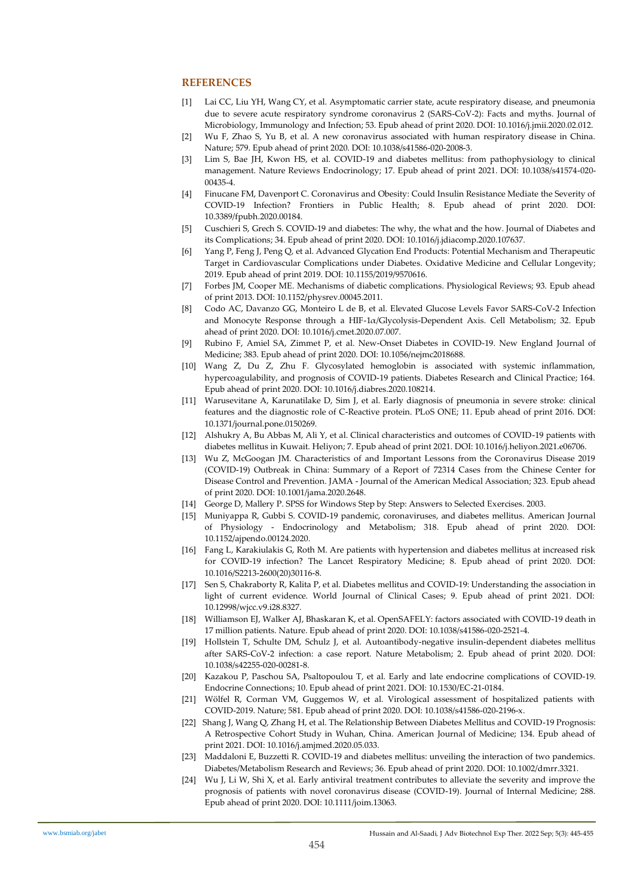## REFERENCES

[1] Lai CC, Liu YH, Wang CY, et al. Asymptomatic carrier state, acute respiratory disease, and pneumonia due to severe acute respiratory syndrome coronavirus 2 (SARS-CoV-2): Facts and myths. Journal of Microbiology, Immunology and Infection; 53. Epub ahead of print 2020. DOI: 10.1016/j.jmii.2020.02.012.

[2] Wu F, Zhao S, Yu B, et al. A new coronavirus associated with human respiratory disease in China. Nature; 579. Epub ahead of print 2020. DOI: 10.1038/s41586-020-2008-3.

[3] Lim S, Bae JH, Kwon HS, et al. COVID-19 and diabetes mellitus: from pathophysiology to clinical management. Nature Reviews Endocrinology; 17. Epub ahead of print 2021. DOI: 10.1038/s41574-020-00435-4.

[4] Finucane FM, Davenport C. Coronavirus and Obesity: Could Insulin Resistance Mediate the Severity of COVID-19 Infection? Frontiers in Public Health; 8. Epub ahead of print 2020. DOI: 10.3389/fpubh.2020.00184.

[5] Cuschieri S, Grech S. COVID-19 and diabetes: The why, the what and the how. Journal of Diabetes and its Complications; 34. Epub ahead of print 2020. DOI: 10.1016/j.jdiacomp.2020.107637.

[6] Yang P, Feng J, Peng Q, et al. Advanced Glycation End Products: Potential Mechanism and Therapeutic Target in Cardiovascular Complications under Diabetes. Oxidative Medicine and Cellular Longevity; 2019. Epub ahead of print 2019. DOI: 10.1155/2019/9570616.

[7] Forbes JM, Cooper ME. Mechanisms of diabetic complications. Physiological Reviews; 93. Epub ahead of print 2013. DOI: 10.1152/physrev.00045.2011.

[8] Codo AC, Davanzo GG, Monteiro L de B, et al. Elevated Glucose Levels Favor SARS-CoV-2 Infection and Monocyte Response through a HIF-1α/Glycolysis-Dependent Axis. Cell Metabolism; 32. Epub ahead of print 2020. DOI: 10.1016/j.cmet.2020.07.007.

[9] Rubino F, Amiel SA, Zimmet P, et al. New-Onset Diabetes in COVID-19. New England Journal of Medicine; 383. Epub ahead of print 2020. DOI: 10.1056/nejmc2018688.

[10] Wang Z, Du Z, Zhu F. Glycosylated hemoglobin is associated with systemic inflammation, hypercoagulability, and prognosis of COVID-19 patients. Diabetes Research and Clinical Practice; 164. Epub ahead of print 2020. DOI: 10.1016/j.diabres.2020.108214.

[11] Warusevitane A, Karunatilake D, Sim J, et al. Early diagnosis of pneumonia in severe stroke: clinical features and the diagnostic role of C-Reactive protein. PLoS ONE; 11. Epub ahead of print 2016. DOI: 10.1371/journal.pone.0150269.

[12] Alshukry A, Bu Abbas M, Ali Y, et al. Clinical characteristics and outcomes of COVID-19 patients with diabetes mellitus in Kuwait. Heliyon; 7. Epub ahead of print 2021. DOI: 10.1016/j.heliyon.2021.e06706.

[13] Wu Z, McGoogan JM. Characteristics of and Important Lessons from the Coronavirus Disease 2019 (COVID-19) Outbreak in China: Summary of a Report of 72314 Cases from the Chinese Center for Disease Control and Prevention. JAMA - Journal of the American Medical Association; 323. Epub ahead of print 2020. DOI: 10.1001/jama.2020.2648.

[14] George D, Mallery P. SPSS for Windows Step by Step: Answers to Selected Exercises. 2003.

[15] Muniyappa R, Gubbi S. COVID-19 pandemic, coronaviruses, and diabetes mellitus. American Journal of Physiology - Endocrinology and Metabolism; 318. Epub ahead of print 2020. DOI: 10.1152/ajpendo.00124.2020.

[16] Fang L, Karakiulakis G, Roth M. Are patients with hypertension and diabetes mellitus at increased risk for COVID-19 infection? The Lancet Respiratory Medicine; 8. Epub ahead of print 2020. DOI: 10.1016/S2213-2600(20)30116-8.

[17] Sen S, Chakraborty R, Kalita P, et al. Diabetes mellitus and COVID-19: Understanding the association in light of current evidence. World Journal of Clinical Cases; 9. Epub ahead of print 2021. DOI: 10.12998/wjcc.v9.i28.8327.

[18] Williamson EJ, Walker AJ, Bhaskaran K, et al. OpenSAFELY: factors associated with COVID-19 death in 17 million patients. Nature. Epub ahead of print 2020. DOI: 10.1038/s41586-020-2521-4.

[19] Hollstein T, Schulte DM, Schulz J, et al. Autoantibody-negative insulin-dependent diabetes mellitus after SARS-CoV-2 infection: a case report. Nature Metabolism; 2. Epub ahead of print 2020. DOI: 10.1038/s42255-020-00281-8.

[20] Kazakou P, Paschou SA, Psaltopoulou T, et al. Early and late endocrine complications of COVID-19. Endocrine Connections; 10. Epub ahead of print 2021. DOI: 10.1530/EC-21-0184.

[21] Wölfel R, Corman VM, Guggemos W, et al. Virological assessment of hospitalized patients with COVID-2019. Nature; 581. Epub ahead of print 2020. DOI: 10.1038/s41586-020-2196-x.

[22] Shang J, Wang Q, Zhang H, et al. The Relationship Between Diabetes Mellitus and COVID-19 Prognosis: A Retrospective Cohort Study in Wuhan, China. American Journal of Medicine; 134. Epub ahead of print 2021. DOI: 10.1016/j.amjmed.2020.05.033.

[23] Maddaloni E, Buzzetti R. COVID-19 and diabetes mellitus: unveiling the interaction of two pandemics. Diabetes/Metabolism Research and Reviews; 36. Epub ahead of print 2020. DOI: 10.1002/dmrr.3321.

[24] Wu J, Li W, Shi X, et al. Early antiviral treatment contributes to alleviate the severity and improve the prognosis of patients with novel coronavirus disease (COVID-19). Journal of Internal Medicine; 288. Epub ahead of print 2020. DOI: 10.1111/joim.13063.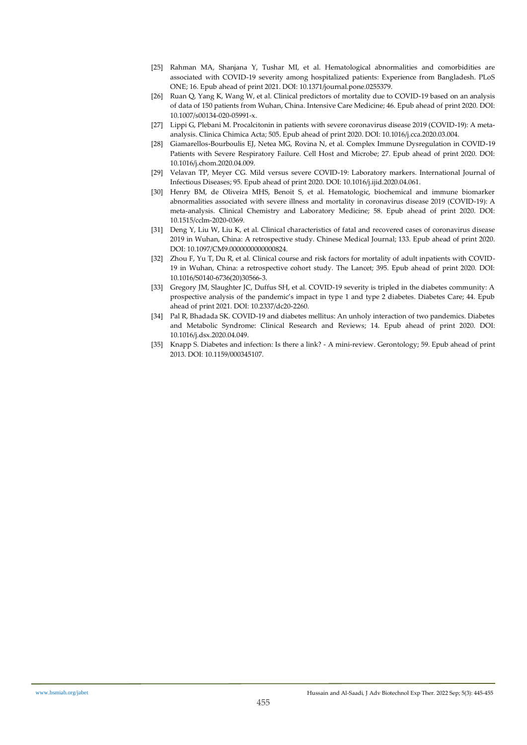[25] Rahman MA, Shanjana Y, Tushar MI, et al. Hematological abnormalities and comorbidities are associated with COVID-19 severity among hospitalized patients: Experience from Bangladesh. PLoS ONE; 16. Epub ahead of print 2021. DOI: 10.1371/journal.pone.0255379.

[26] Ruan Q, Yang K, Wang W, et al. Clinical predictors of mortality due to COVID-19 based on an analysis of data of 150 patients from Wuhan, China. Intensive Care Medicine; 46. Epub ahead of print 2020. DOI: 10.1007/s00134-020-05991-x.

[27] Lippi G, Plebani M. Procalcitonin in patients with severe coronavirus disease 2019 (COVID-19): A meta-analysis. Clinica Chimica Acta; 505. Epub ahead of print 2020. DOI: 10.1016/j.cca.2020.03.004.

[28] Giamarellos-Bourboulis EJ, Netea MG, Rovina N, et al. Complex Immune Dysregulation in COVID-19 Patients with Severe Respiratory Failure. Cell Host and Microbe; 27. Epub ahead of print 2020. DOI: 10.1016/j.chom.2020.04.009.

[29] Velavan TP, Meyer CG. Mild versus severe COVID-19: Laboratory markers. International Journal of Infectious Diseases; 95. Epub ahead of print 2020. DOI: 10.1016/j.ijid.2020.04.061.

[30] Henry BM, de Oliveira MHS, Benoit S, et al. Hematologic, biochemical and immune biomarker abnormalities associated with severe illness and mortality in coronavirus disease 2019 (COVID-19): A meta-analysis. Clinical Chemistry and Laboratory Medicine; 58. Epub ahead of print 2020. DOI: 10.1515/cclm-2020-0369.

[31] Deng Y, Liu W, Liu K, et al. Clinical characteristics of fatal and recovered cases of coronavirus disease 2019 in Wuhan, China: A retrospective study. Chinese Medical Journal; 133. Epub ahead of print 2020. DOI: 10.1097/CM9.0000000000000824.

[32] Zhou F, Yu T, Du R, et al. Clinical course and risk factors for mortality of adult inpatients with COVID-19 in Wuhan, China: a retrospective cohort study. The Lancet; 395. Epub ahead of print 2020. DOI: 10.1016/S0140-6736(20)30566-3.

[33] Gregory JM, Slaughter JC, Duffus SH, et al. COVID-19 severity is tripled in the diabetes community: A prospective analysis of the pandemic's impact in type 1 and type 2 diabetes. Diabetes Care; 44. Epub ahead of print 2021. DOI: 10.2337/dc20-2260.

[34] Pal R, Bhadada SK. COVID-19 and diabetes mellitus: An unholy interaction of two pandemics. Diabetes and Metabolic Syndrome: Clinical Research and Reviews; 14. Epub ahead of print 2020. DOI: 10.1016/j.dsx.2020.04.049.

[35] Knapp S. Diabetes and infection: Is there a link? - A mini-review. Gerontology; 59. Epub ahead of print 2013. DOI: 10.1159/000345107.